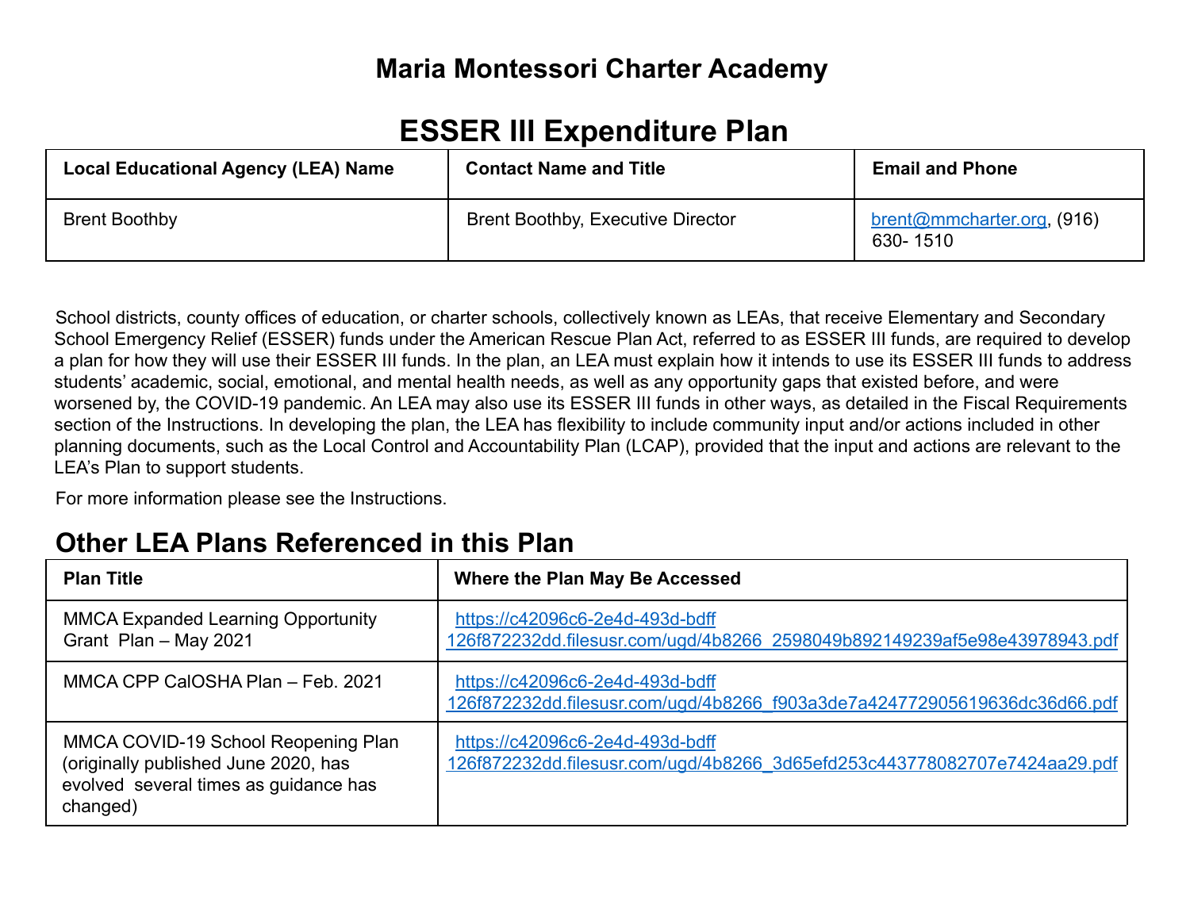# Maria Montessori Charter Academy

# ESSER III Expenditure Plan

| Local Educational Agency (LEA) Name | Contact Name and Title | Email and Phone |
|---|---|---|
| Brent Boothby | Brent Boothby, Executive Director | brent@mmcharter.org, (916) 630- 1510 |

School districts, county offices of education, or charter schools, collectively known as LEAs, that receive Elementary and Secondary School Emergency Relief (ESSER) funds under the American Rescue Plan Act, referred to as ESSER III funds, are required to develop a plan for how they will use their ESSER III funds. In the plan, an LEA must explain how it intends to use its ESSER III funds to address students' academic, social, emotional, and mental health needs, as well as any opportunity gaps that existed before, and were worsened by, the COVID-19 pandemic. An LEA may also use its ESSER III funds in other ways, as detailed in the Fiscal Requirements section of the Instructions. In developing the plan, the LEA has flexibility to include community input and/or actions included in other planning documents, such as the Local Control and Accountability Plan (LCAP), provided that the input and actions are relevant to the LEA's Plan to support students.

For more information please see the Instructions.

## Other LEA Plans Referenced in this Plan

| Plan Title | Where the Plan May Be Accessed |
|---|---|
| MMCA Expanded Learning Opportunity Grant Plan – May 2021 | https://c42096c6-2e4d-493d-bdff 126f872232dd.filesusr.com/ugd/4b8266_2598049b892149239af5e98e43978943.pdf |
| MMCA CPP CalOSHA Plan – Feb. 2021 | https://c42096c6-2e4d-493d-bdff 126f872232dd.filesusr.com/ugd/4b8266_f903a3de7a424772905619636dc36d66.pdf |
| MMCA COVID-19 School Reopening Plan (originally published June 2020, has evolved several times as guidance has changed) | https://c42096c6-2e4d-493d-bdff 126f872232dd.filesusr.com/ugd/4b8266_3d65efd253c443778082707e7424aa29.pdf |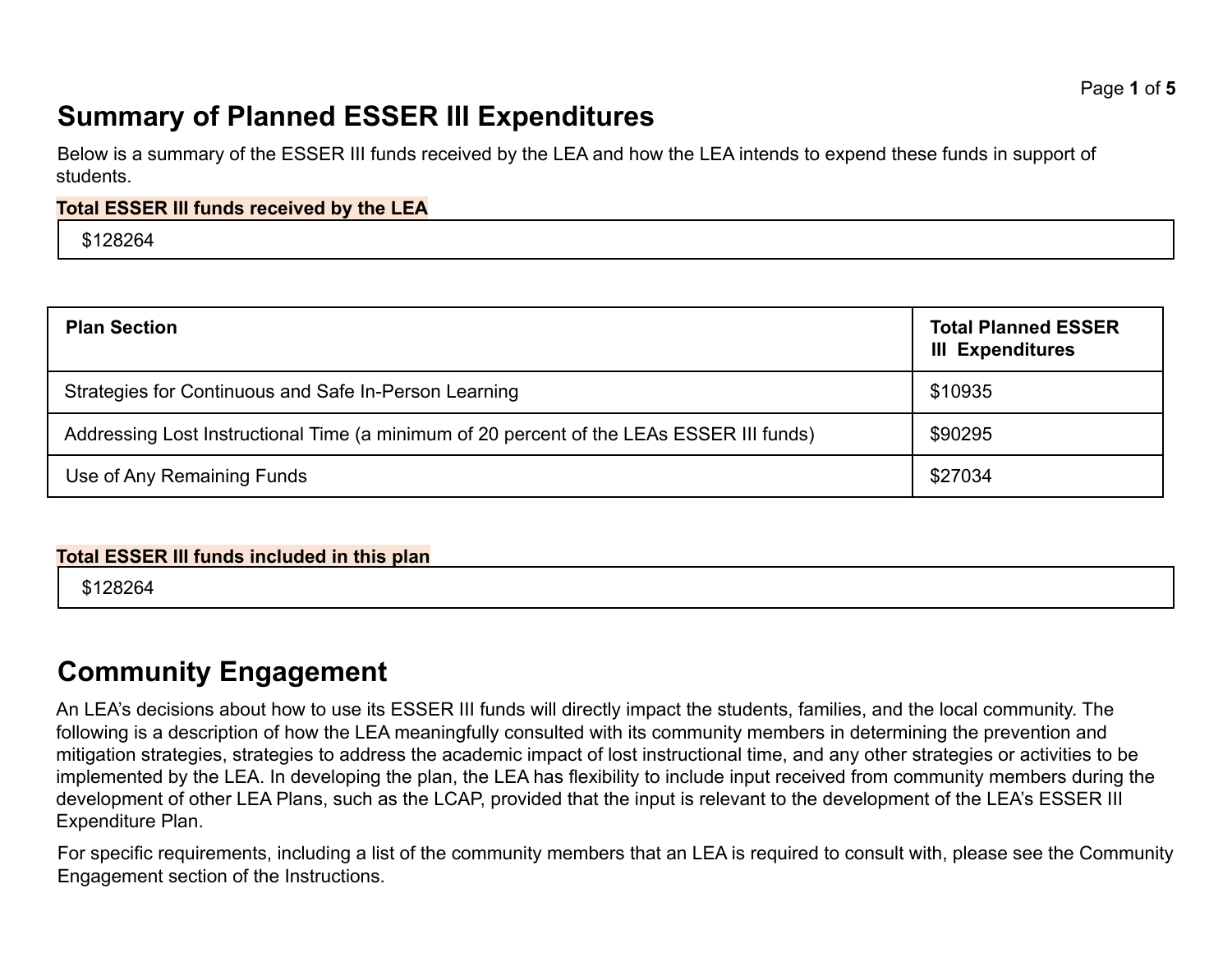## Summary of Planned ESSER III Expenditures

Below is a summary of the ESSER III funds received by the LEA and how the LEA intends to expend these funds in support of students.

**Total ESSER III funds received by the LEA**

$128264

| Plan Section | Total Planned ESSER III Expenditures |
| --- | --- |
| Strategies for Continuous and Safe In-Person Learning | $10935 |
| Addressing Lost Instructional Time (a minimum of 20 percent of the LEAs ESSER III funds) | $90295 |
| Use of Any Remaining Funds | $27034 |

**Total ESSER III funds included in this plan**

$128264

## Community Engagement

An LEA's decisions about how to use its ESSER III funds will directly impact the students, families, and the local community. The following is a description of how the LEA meaningfully consulted with its community members in determining the prevention and mitigation strategies, strategies to address the academic impact of lost instructional time, and any other strategies or activities to be implemented by the LEA. In developing the plan, the LEA has flexibility to include input received from community members during the development of other LEA Plans, such as the LCAP, provided that the input is relevant to the development of the LEA's ESSER III Expenditure Plan.

For specific requirements, including a list of the community members that an LEA is required to consult with, please see the Community Engagement section of the Instructions.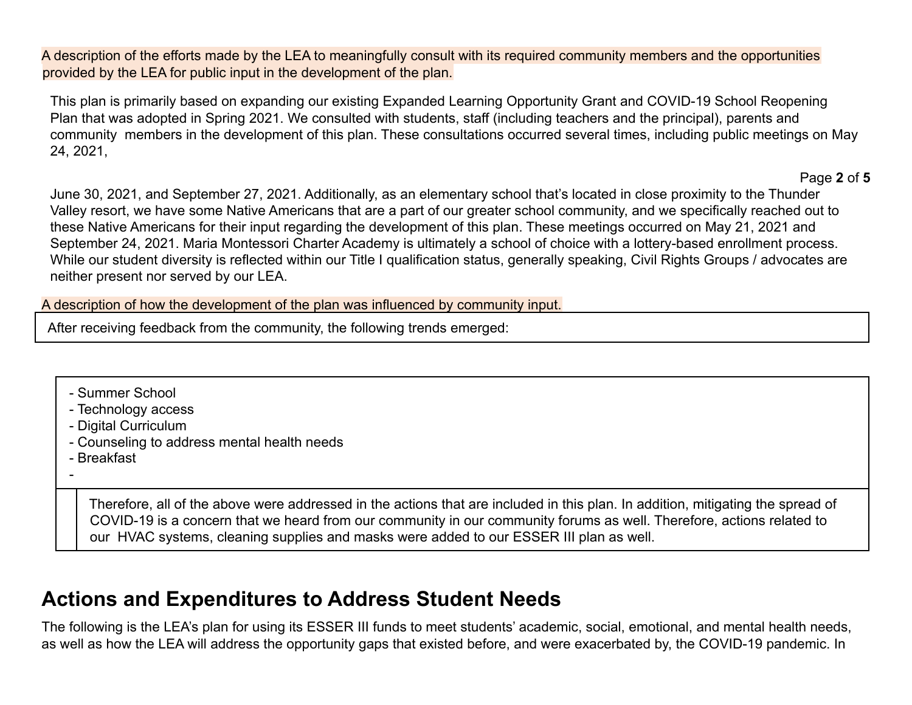A description of the efforts made by the LEA to meaningfully consult with its required community members and the opportunities provided by the LEA for public input in the development of the plan.

This plan is primarily based on expanding our existing Expanded Learning Opportunity Grant and COVID-19 School Reopening Plan that was adopted in Spring 2021. We consulted with students, staff (including teachers and the principal), parents and community members in the development of this plan. These consultations occurred several times, including public meetings on May 24, 2021, June 30, 2021, and September 27, 2021. Additionally, as an elementary school that's located in close proximity to the Thunder Valley resort, we have some Native Americans that are a part of our greater school community, and we specifically reached out to these Native Americans for their input regarding the development of this plan. These meetings occurred on May 21, 2021 and September 24, 2021. Maria Montessori Charter Academy is ultimately a school of choice with a lottery-based enrollment process. While our student diversity is reflected within our Title I qualification status, generally speaking, Civil Rights Groups / advocates are neither present nor served by our LEA.

A description of how the development of the plan was influenced by community input.

After receiving feedback from the community, the following trends emerged:

- Summer School
- Technology access
- Digital Curriculum
- Counseling to address mental health needs
- Breakfast
-

Therefore, all of the above were addressed in the actions that are included in this plan. In addition, mitigating the spread of COVID-19 is a concern that we heard from our community in our community forums as well. Therefore, actions related to our HVAC systems, cleaning supplies and masks were added to our ESSER III plan as well.

## Actions and Expenditures to Address Student Needs

The following is the LEA's plan for using its ESSER III funds to meet students' academic, social, emotional, and mental health needs, as well as how the LEA will address the opportunity gaps that existed before, and were exacerbated by, the COVID-19 pandemic. In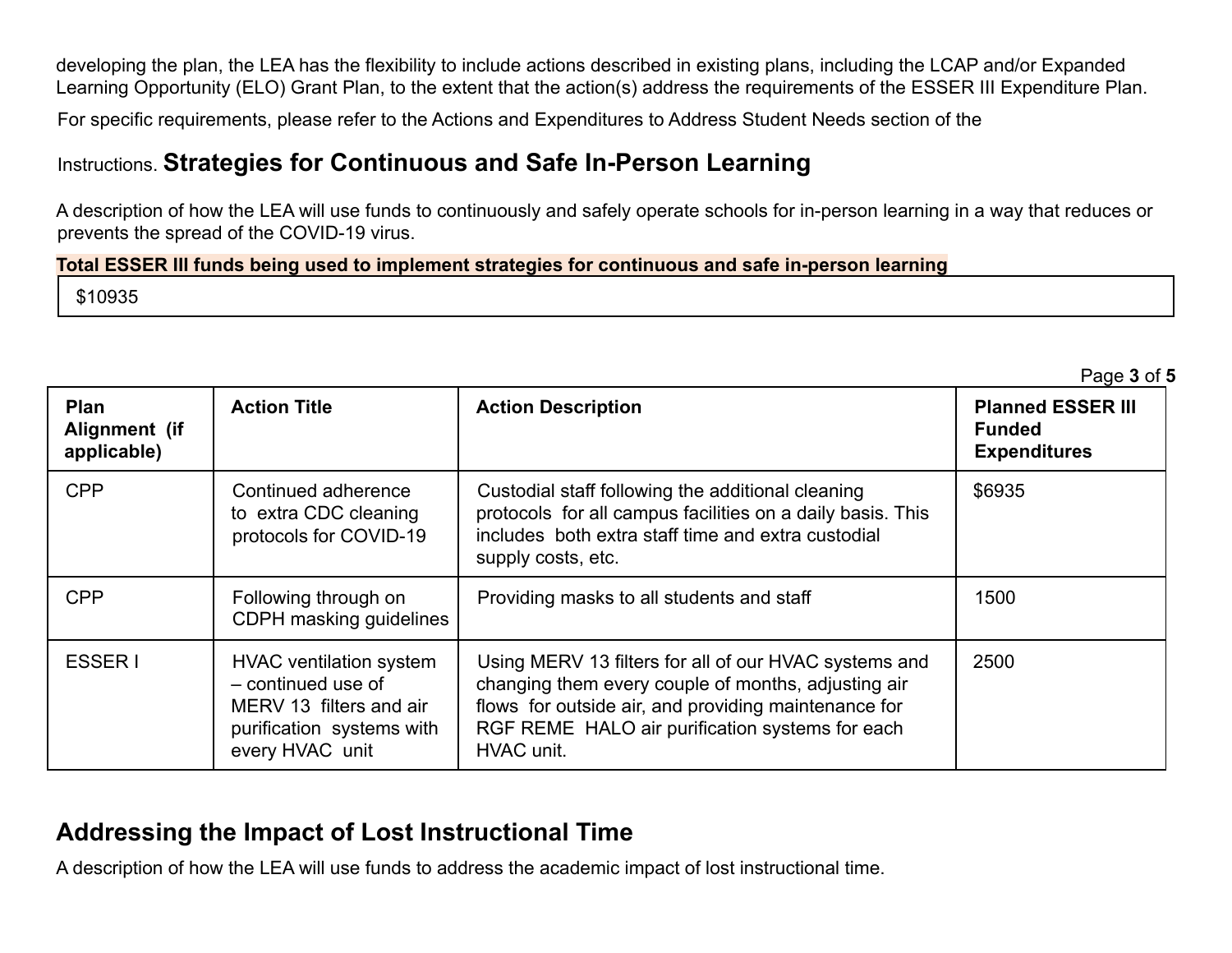developing the plan, the LEA has the flexibility to include actions described in existing plans, including the LCAP and/or Expanded Learning Opportunity (ELO) Grant Plan, to the extent that the action(s) address the requirements of the ESSER III Expenditure Plan.

For specific requirements, please refer to the Actions and Expenditures to Address Student Needs section of the Instructions.

## Strategies for Continuous and Safe In-Person Learning

A description of how the LEA will use funds to continuously and safely operate schools for in-person learning in a way that reduces or prevents the spread of the COVID-19 virus.

**Total ESSER III funds being used to implement strategies for continuous and safe in-person learning**

$10935

| Plan Alignment (if applicable) | Action Title | Action Description | Planned ESSER III Funded Expenditures |
|---|---|---|---|
| CPP | Continued adherence to extra CDC cleaning protocols for COVID-19 | Custodial staff following the additional cleaning protocols for all campus facilities on a daily basis. This includes both extra staff time and extra custodial supply costs, etc. | $6935 |
| CPP | Following through on CDPH masking guidelines | Providing masks to all students and staff | 1500 |
| ESSER I | HVAC ventilation system – continued use of MERV 13 filters and air purification systems with every HVAC unit | Using MERV 13 filters for all of our HVAC systems and changing them every couple of months, adjusting air flows for outside air, and providing maintenance for RGF REME HALO air purification systems for each HVAC unit. | 2500 |

## Addressing the Impact of Lost Instructional Time

A description of how the LEA will use funds to address the academic impact of lost instructional time.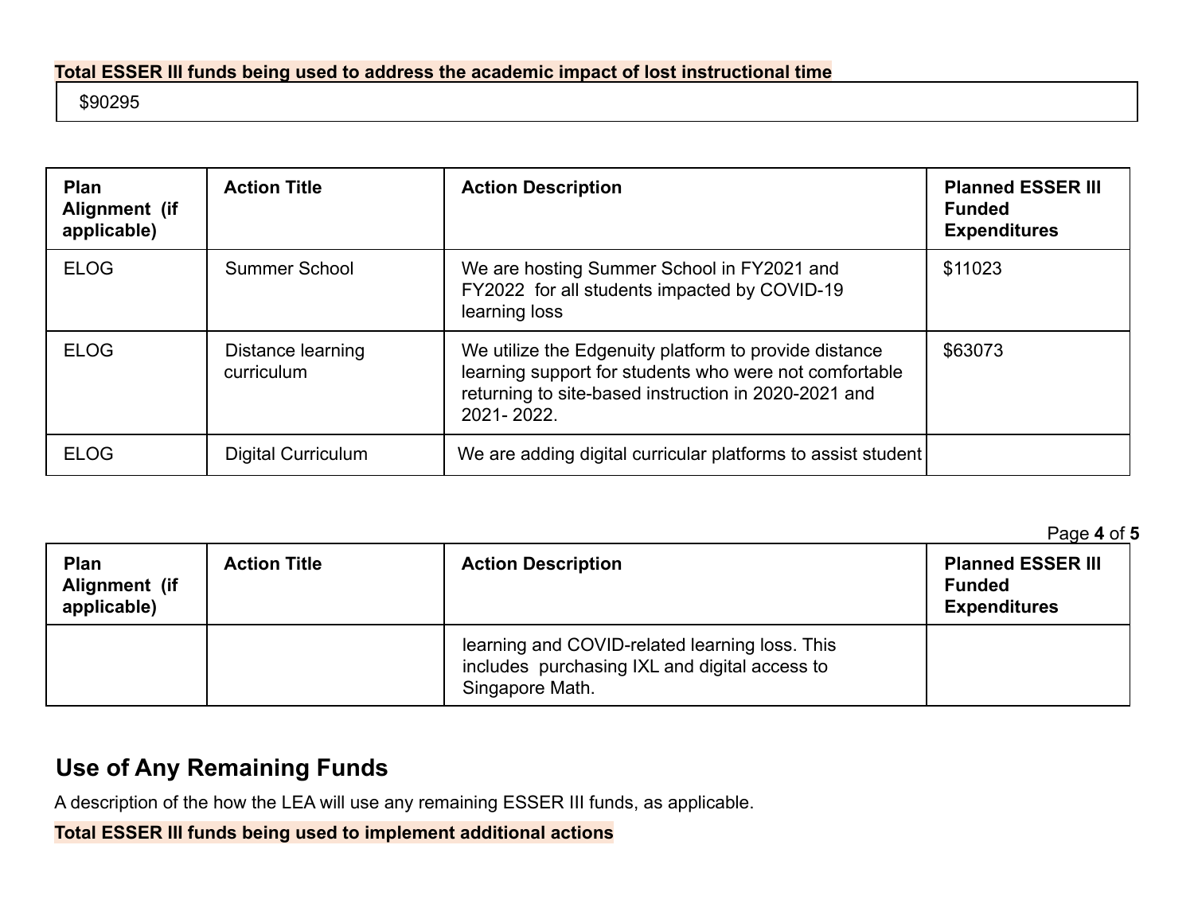**Total ESSER III funds being used to address the academic impact of lost instructional time**

$90295

| Plan Alignment (if applicable) | Action Title | Action Description | Planned ESSER III Funded Expenditures |
| --- | --- | --- | --- |
| ELOG | Summer School | We are hosting Summer School in FY2021 and FY2022 for all students impacted by COVID-19 learning loss | $11023 |
| ELOG | Distance learning curriculum | We utilize the Edgenuity platform to provide distance learning support for students who were not comfortable returning to site-based instruction in 2020-2021 and 2021- 2022. | $63073 |
| ELOG | Digital Curriculum | We are adding digital curricular platforms to assist student learning and COVID-related learning loss. This includes purchasing IXL and digital access to Singapore Math. | |

## Use of Any Remaining Funds

A description of the how the LEA will use any remaining ESSER III funds, as applicable.

**Total ESSER III funds being used to implement additional actions**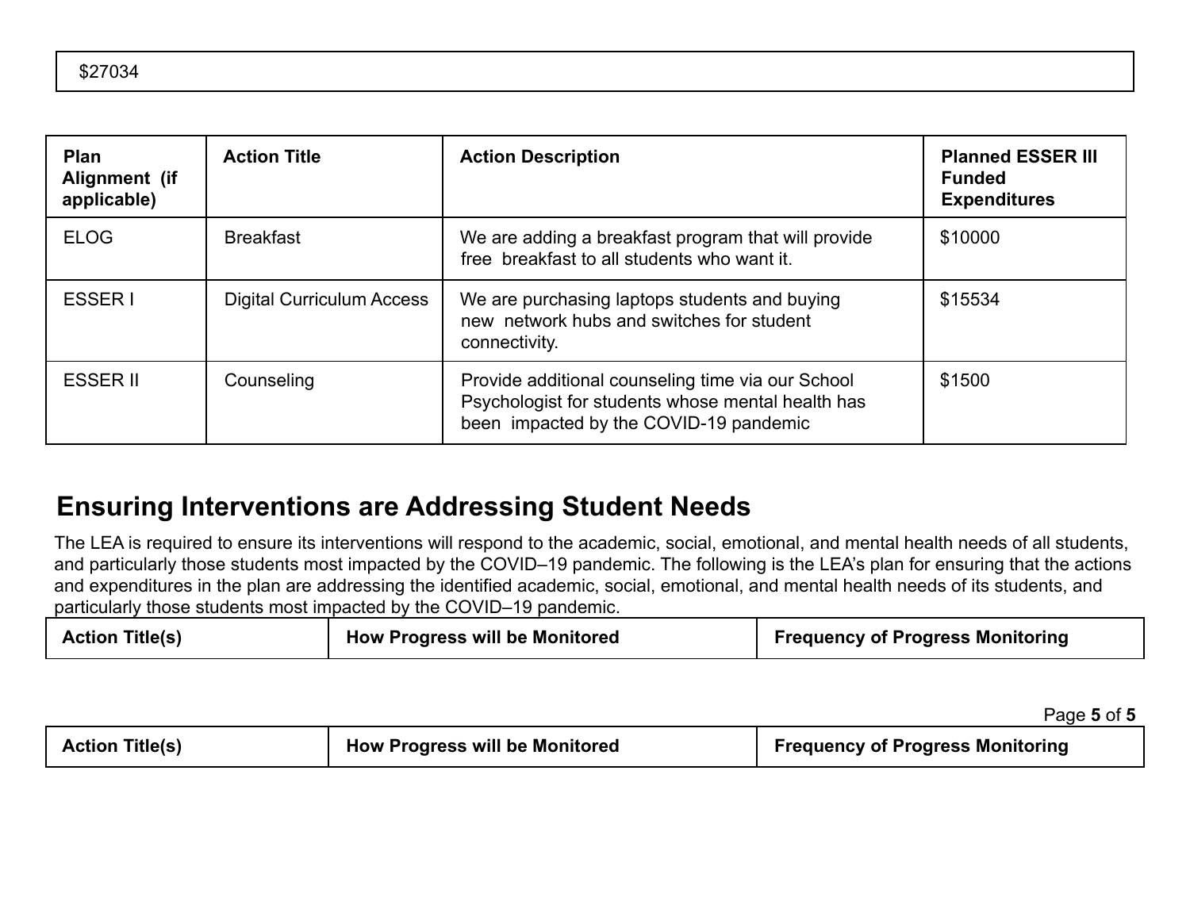| $27034 |
|---|

| Plan Alignment (if applicable) | Action Title | Action Description | Planned ESSER III Funded Expenditures |
|---|---|---|---|
| ELOG | Breakfast | We are adding a breakfast program that will provide free breakfast to all students who want it. | $10000 |
| ESSER I | Digital Curriculum Access | We are purchasing laptops students and buying new network hubs and switches for student connectivity. | $15534 |
| ESSER II | Counseling | Provide additional counseling time via our School Psychologist for students whose mental health has been impacted by the COVID-19 pandemic | $1500 |

## Ensuring Interventions are Addressing Student Needs

The LEA is required to ensure its interventions will respond to the academic, social, emotional, and mental health needs of all students, and particularly those students most impacted by the COVID–19 pandemic. The following is the LEA's plan for ensuring that the actions and expenditures in the plan are addressing the identified academic, social, emotional, and mental health needs of its students, and particularly those students most impacted by the COVID–19 pandemic.

| Action Title(s) | How Progress will be Monitored | Frequency of Progress Monitoring |
|---|---|---|

| Action Title(s) | How Progress will be Monitored | Frequency of Progress Monitoring |
|---|---|---|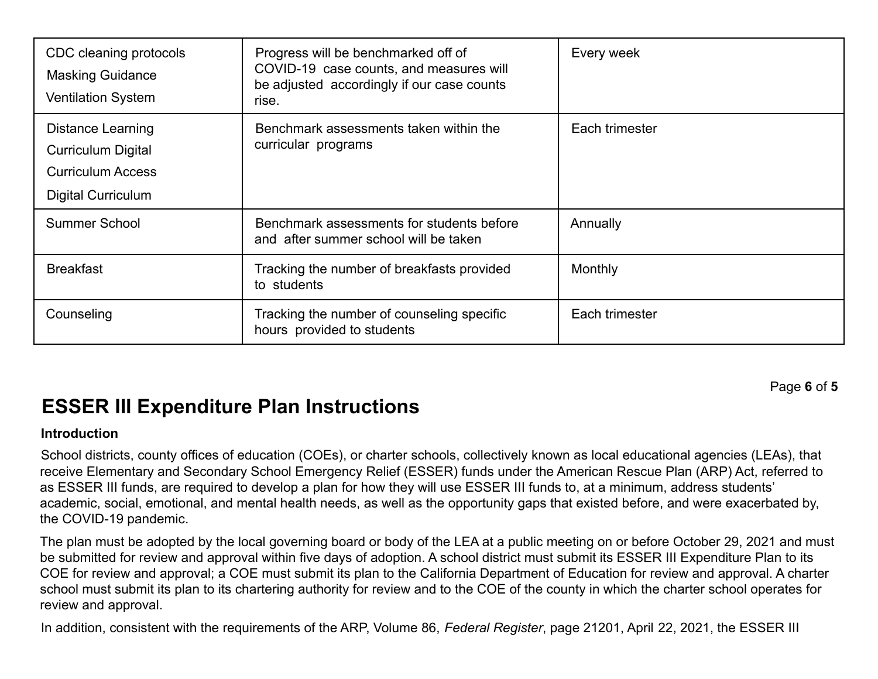| CDC cleaning protocols<br>Masking Guidance<br>Ventilation System | Progress will be benchmarked off of COVID-19 case counts, and measures will be adjusted accordingly if our case counts rise. | Every week |
|---|---|---|
| Distance Learning<br>Curriculum Digital<br>Curriculum Access<br>Digital Curriculum | Benchmark assessments taken within the curricular programs | Each trimester |
| Summer School | Benchmark assessments for students before and after summer school will be taken | Annually |
| Breakfast | Tracking the number of breakfasts provided to students | Monthly |
| Counseling | Tracking the number of counseling specific hours provided to students | Each trimester |

# ESSER III Expenditure Plan Instructions

**Introduction**

School districts, county offices of education (COEs), or charter schools, collectively known as local educational agencies (LEAs), that receive Elementary and Secondary School Emergency Relief (ESSER) funds under the American Rescue Plan (ARP) Act, referred to as ESSER III funds, are required to develop a plan for how they will use ESSER III funds to, at a minimum, address students' academic, social, emotional, and mental health needs, as well as the opportunity gaps that existed before, and were exacerbated by, the COVID-19 pandemic.

The plan must be adopted by the local governing board or body of the LEA at a public meeting on or before October 29, 2021 and must be submitted for review and approval within five days of adoption. A school district must submit its ESSER III Expenditure Plan to its COE for review and approval; a COE must submit its plan to the California Department of Education for review and approval. A charter school must submit its plan to its chartering authority for review and to the COE of the county in which the charter school operates for review and approval.

In addition, consistent with the requirements of the ARP, Volume 86, *Federal Register*, page 21201, April 22, 2021, the ESSER III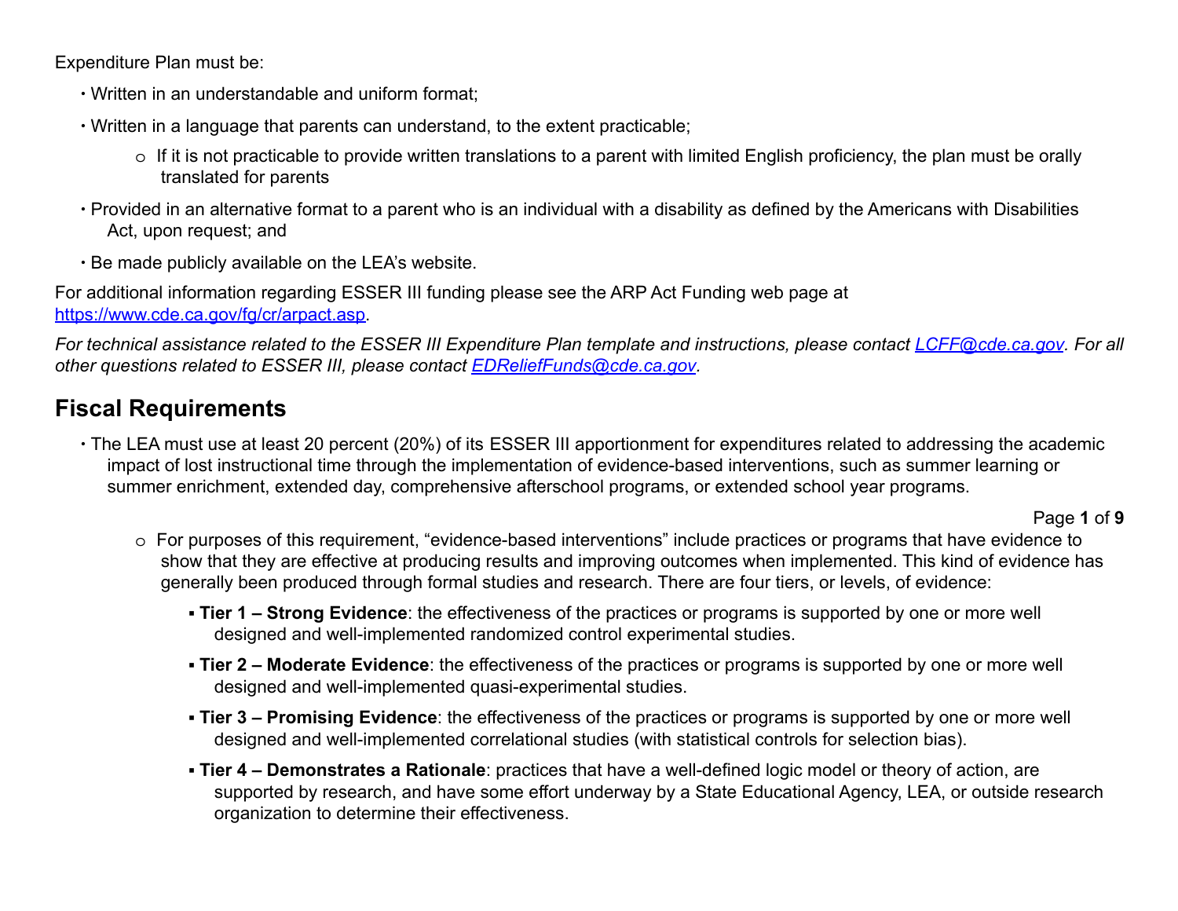Expenditure Plan must be:

- Written in an understandable and uniform format;
- Written in a language that parents can understand, to the extent practicable;
  - If it is not practicable to provide written translations to a parent with limited English proficiency, the plan must be orally translated for parents
- Provided in an alternative format to a parent who is an individual with a disability as defined by the Americans with Disabilities Act, upon request; and
- Be made publicly available on the LEA's website.

For additional information regarding ESSER III funding please see the ARP Act Funding web page at [https://www.cde.ca.gov/fg/cr/arpact.asp](https://www.cde.ca.gov/fg/cr/arpact.asp).

*For technical assistance related to the ESSER III Expenditure Plan template and instructions, please contact [LCFF@cde.ca.gov](mailto:LCFF@cde.ca.gov). For all other questions related to ESSER III, please contact [EDReliefFunds@cde.ca.gov](mailto:EDReliefFunds@cde.ca.gov).*

## Fiscal Requirements

- The LEA must use at least 20 percent (20%) of its ESSER III apportionment for expenditures related to addressing the academic impact of lost instructional time through the implementation of evidence-based interventions, such as summer learning or summer enrichment, extended day, comprehensive afterschool programs, or extended school year programs.
  - For purposes of this requirement, "evidence-based interventions" include practices or programs that have evidence to show that they are effective at producing results and improving outcomes when implemented. This kind of evidence has generally been produced through formal studies and research. There are four tiers, or levels, of evidence:
    - **Tier 1 – Strong Evidence**: the effectiveness of the practices or programs is supported by one or more well designed and well-implemented randomized control experimental studies.
    - **Tier 2 – Moderate Evidence**: the effectiveness of the practices or programs is supported by one or more well designed and well-implemented quasi-experimental studies.
    - **Tier 3 – Promising Evidence**: the effectiveness of the practices or programs is supported by one or more well designed and well-implemented correlational studies (with statistical controls for selection bias).
    - **Tier 4 – Demonstrates a Rationale**: practices that have a well-defined logic model or theory of action, are supported by research, and have some effort underway by a State Educational Agency, LEA, or outside research organization to determine their effectiveness.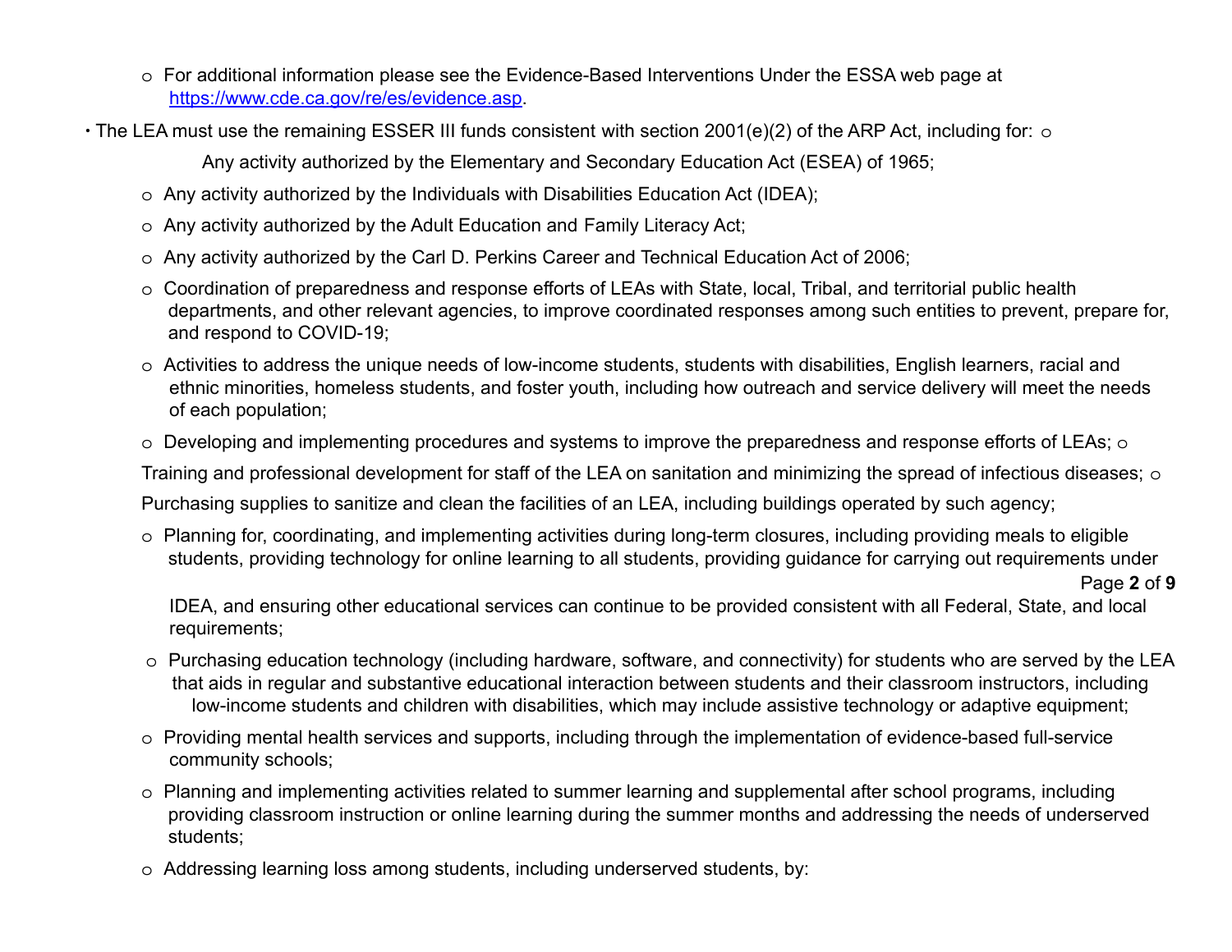- For additional information please see the Evidence-Based Interventions Under the ESSA web page at [https://www.cde.ca.gov/re/es/evidence.asp](https://www.cde.ca.gov/re/es/evidence.asp).

- The LEA must use the remaining ESSER III funds consistent with section 2001(e)(2) of the ARP Act, including for:
  - Any activity authorized by the Elementary and Secondary Education Act (ESEA) of 1965;
  - Any activity authorized by the Individuals with Disabilities Education Act (IDEA);
  - Any activity authorized by the Adult Education and Family Literacy Act;
  - Any activity authorized by the Carl D. Perkins Career and Technical Education Act of 2006;
  - Coordination of preparedness and response efforts of LEAs with State, local, Tribal, and territorial public health departments, and other relevant agencies, to improve coordinated responses among such entities to prevent, prepare for, and respond to COVID-19;
  - Activities to address the unique needs of low-income students, students with disabilities, English learners, racial and ethnic minorities, homeless students, and foster youth, including how outreach and service delivery will meet the needs of each population;
  - Developing and implementing procedures and systems to improve the preparedness and response efforts of LEAs;
  - Training and professional development for staff of the LEA on sanitation and minimizing the spread of infectious diseases;
  - Purchasing supplies to sanitize and clean the facilities of an LEA, including buildings operated by such agency;
  - Planning for, coordinating, and implementing activities during long-term closures, including providing meals to eligible students, providing technology for online learning to all students, providing guidance for carrying out requirements under IDEA, and ensuring other educational services can continue to be provided consistent with all Federal, State, and local requirements;
  - Purchasing education technology (including hardware, software, and connectivity) for students who are served by the LEA that aids in regular and substantive educational interaction between students and their classroom instructors, including low-income students and children with disabilities, which may include assistive technology or adaptive equipment;
  - Providing mental health services and supports, including through the implementation of evidence-based full-service community schools;
  - Planning and implementing activities related to summer learning and supplemental after school programs, including providing classroom instruction or online learning during the summer months and addressing the needs of underserved students;
  - Addressing learning loss among students, including underserved students, by: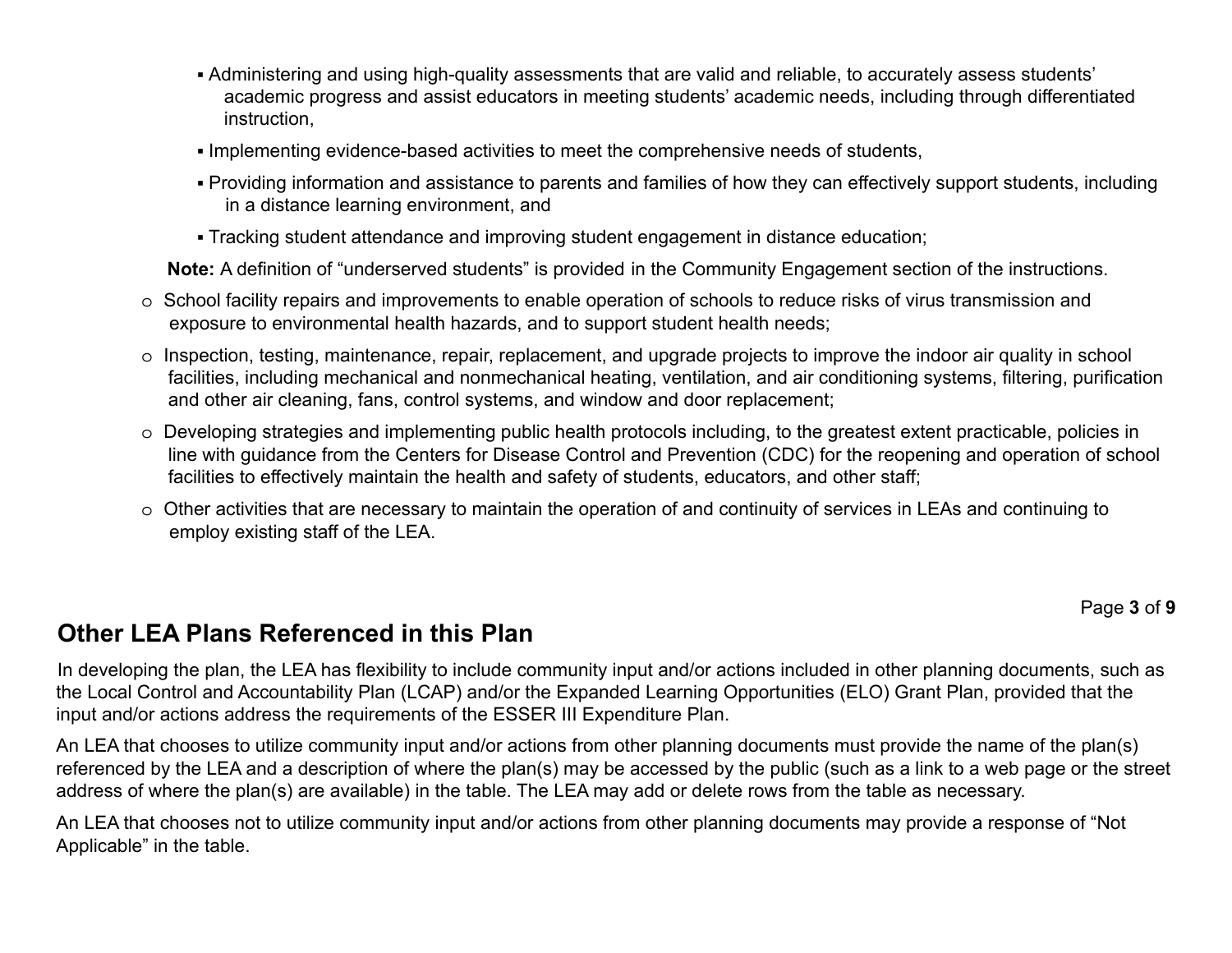- Administering and using high-quality assessments that are valid and reliable, to accurately assess students' academic progress and assist educators in meeting students' academic needs, including through differentiated instruction,
- Implementing evidence-based activities to meet the comprehensive needs of students,
- Providing information and assistance to parents and families of how they can effectively support students, including in a distance learning environment, and
- Tracking student attendance and improving student engagement in distance education;

**Note:** A definition of "underserved students" is provided in the Community Engagement section of the instructions.

- School facility repairs and improvements to enable operation of schools to reduce risks of virus transmission and exposure to environmental health hazards, and to support student health needs;
- Inspection, testing, maintenance, repair, replacement, and upgrade projects to improve the indoor air quality in school facilities, including mechanical and nonmechanical heating, ventilation, and air conditioning systems, filtering, purification and other air cleaning, fans, control systems, and window and door replacement;
- Developing strategies and implementing public health protocols including, to the greatest extent practicable, policies in line with guidance from the Centers for Disease Control and Prevention (CDC) for the reopening and operation of school facilities to effectively maintain the health and safety of students, educators, and other staff;
- Other activities that are necessary to maintain the operation of and continuity of services in LEAs and continuing to employ existing staff of the LEA.

## Other LEA Plans Referenced in this Plan

In developing the plan, the LEA has flexibility to include community input and/or actions included in other planning documents, such as the Local Control and Accountability Plan (LCAP) and/or the Expanded Learning Opportunities (ELO) Grant Plan, provided that the input and/or actions address the requirements of the ESSER III Expenditure Plan.

An LEA that chooses to utilize community input and/or actions from other planning documents must provide the name of the plan(s) referenced by the LEA and a description of where the plan(s) may be accessed by the public (such as a link to a web page or the street address of where the plan(s) are available) in the table. The LEA may add or delete rows from the table as necessary.

An LEA that chooses not to utilize community input and/or actions from other planning documents may provide a response of "Not Applicable" in the table.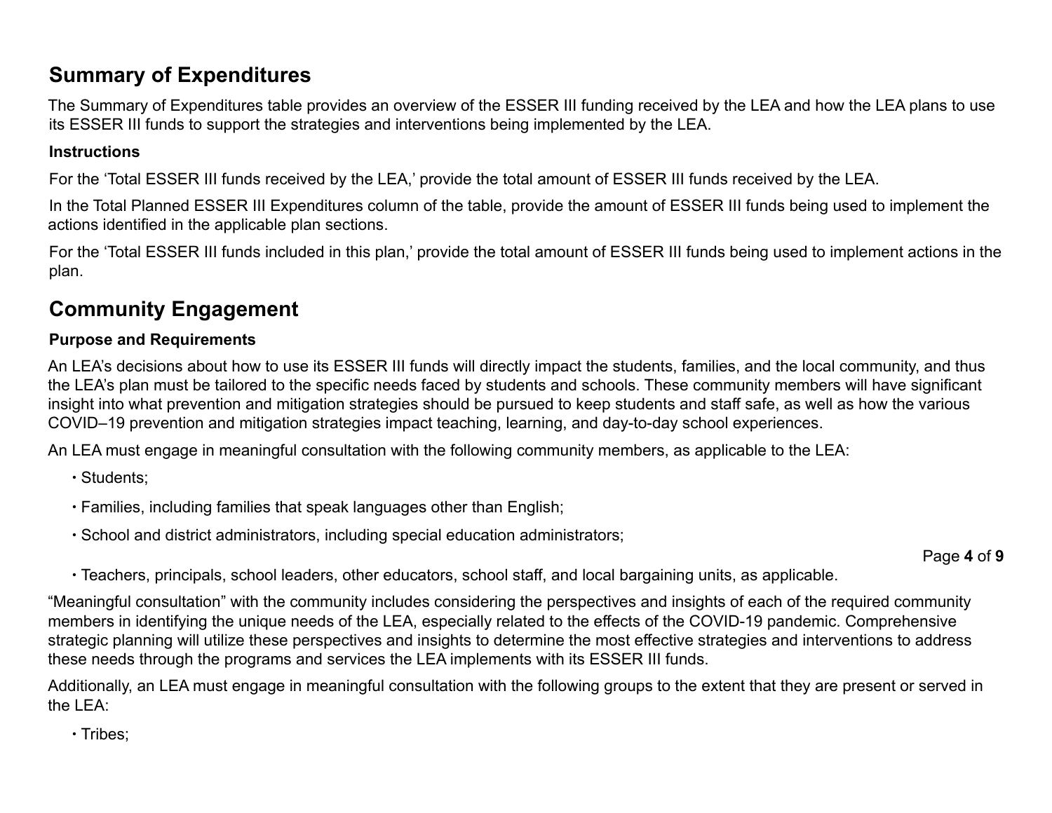## Summary of Expenditures

The Summary of Expenditures table provides an overview of the ESSER III funding received by the LEA and how the LEA plans to use its ESSER III funds to support the strategies and interventions being implemented by the LEA.

### Instructions

For the 'Total ESSER III funds received by the LEA,' provide the total amount of ESSER III funds received by the LEA.

In the Total Planned ESSER III Expenditures column of the table, provide the amount of ESSER III funds being used to implement the actions identified in the applicable plan sections.

For the 'Total ESSER III funds included in this plan,' provide the total amount of ESSER III funds being used to implement actions in the plan.

## Community Engagement

### Purpose and Requirements

An LEA's decisions about how to use its ESSER III funds will directly impact the students, families, and the local community, and thus the LEA's plan must be tailored to the specific needs faced by students and schools. These community members will have significant insight into what prevention and mitigation strategies should be pursued to keep students and staff safe, as well as how the various COVID–19 prevention and mitigation strategies impact teaching, learning, and day-to-day school experiences.

An LEA must engage in meaningful consultation with the following community members, as applicable to the LEA:

- Students;
- Families, including families that speak languages other than English;
- School and district administrators, including special education administrators;
- Teachers, principals, school leaders, other educators, school staff, and local bargaining units, as applicable.

"Meaningful consultation" with the community includes considering the perspectives and insights of each of the required community members in identifying the unique needs of the LEA, especially related to the effects of the COVID-19 pandemic. Comprehensive strategic planning will utilize these perspectives and insights to determine the most effective strategies and interventions to address these needs through the programs and services the LEA implements with its ESSER III funds.

Additionally, an LEA must engage in meaningful consultation with the following groups to the extent that they are present or served in the LEA:

- Tribes;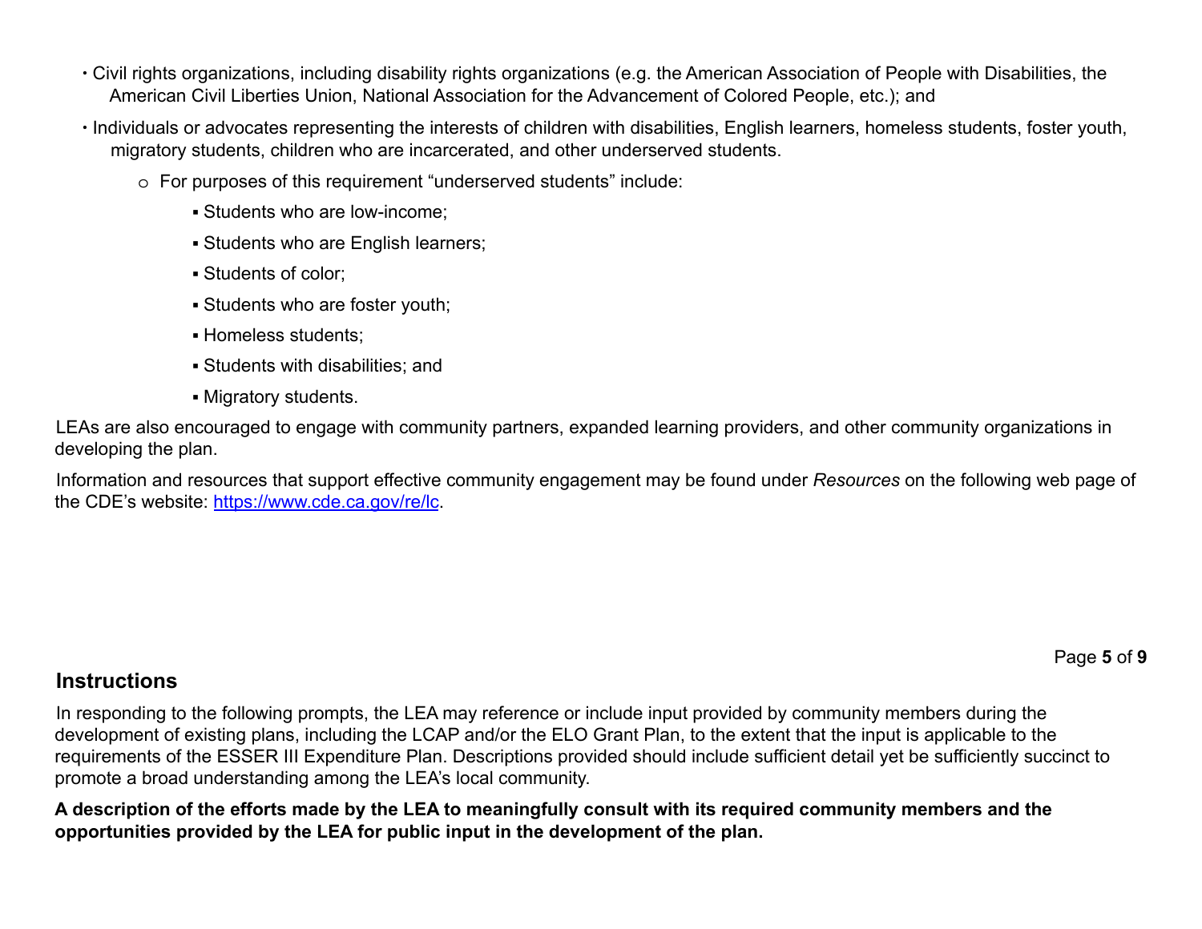- Civil rights organizations, including disability rights organizations (e.g. the American Association of People with Disabilities, the American Civil Liberties Union, National Association for the Advancement of Colored People, etc.); and
- Individuals or advocates representing the interests of children with disabilities, English learners, homeless students, foster youth, migratory students, children who are incarcerated, and other underserved students.
  - For purposes of this requirement "underserved students" include:
    - Students who are low-income;
    - Students who are English learners;
    - Students of color;
    - Students who are foster youth;
    - Homeless students;
    - Students with disabilities; and
    - Migratory students.

LEAs are also encouraged to engage with community partners, expanded learning providers, and other community organizations in developing the plan.

Information and resources that support effective community engagement may be found under *Resources* on the following web page of the CDE's website: [https://www.cde.ca.gov/re/lc](https://www.cde.ca.gov/re/lc).

## Instructions

In responding to the following prompts, the LEA may reference or include input provided by community members during the development of existing plans, including the LCAP and/or the ELO Grant Plan, to the extent that the input is applicable to the requirements of the ESSER III Expenditure Plan. Descriptions provided should include sufficient detail yet be sufficiently succinct to promote a broad understanding among the LEA's local community.

**A description of the efforts made by the LEA to meaningfully consult with its required community members and the opportunities provided by the LEA for public input in the development of the plan.**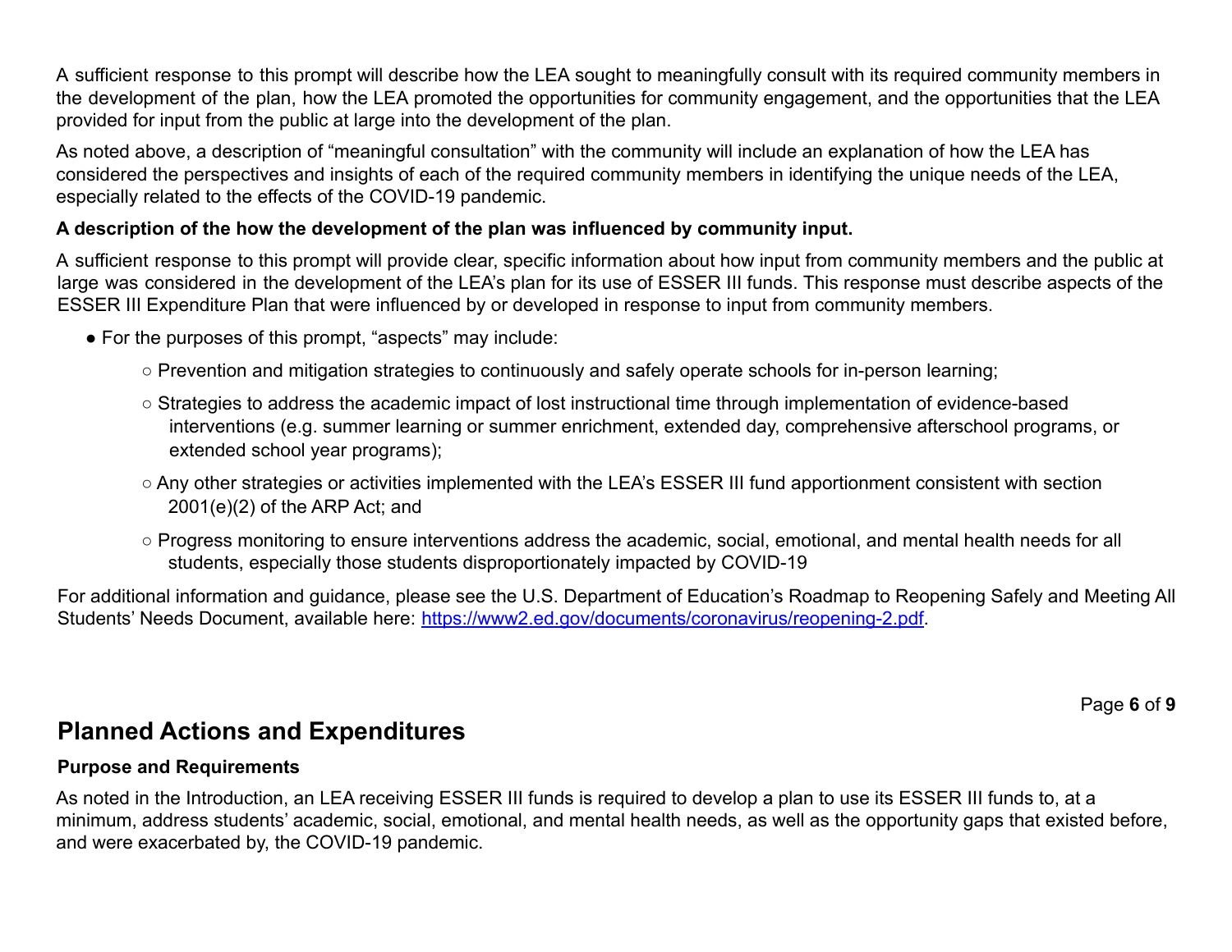A sufficient response to this prompt will describe how the LEA sought to meaningfully consult with its required community members in the development of the plan, how the LEA promoted the opportunities for community engagement, and the opportunities that the LEA provided for input from the public at large into the development of the plan.

As noted above, a description of "meaningful consultation" with the community will include an explanation of how the LEA has considered the perspectives and insights of each of the required community members in identifying the unique needs of the LEA, especially related to the effects of the COVID-19 pandemic.

**A description of the how the development of the plan was influenced by community input.**

A sufficient response to this prompt will provide clear, specific information about how input from community members and the public at large was considered in the development of the LEA's plan for its use of ESSER III funds. This response must describe aspects of the ESSER III Expenditure Plan that were influenced by or developed in response to input from community members.

- For the purposes of this prompt, "aspects" may include:
  - Prevention and mitigation strategies to continuously and safely operate schools for in-person learning;
  - Strategies to address the academic impact of lost instructional time through implementation of evidence-based interventions (e.g. summer learning or summer enrichment, extended day, comprehensive afterschool programs, or extended school year programs);
  - Any other strategies or activities implemented with the LEA's ESSER III fund apportionment consistent with section 2001(e)(2) of the ARP Act; and
  - Progress monitoring to ensure interventions address the academic, social, emotional, and mental health needs for all students, especially those students disproportionately impacted by COVID-19

For additional information and guidance, please see the U.S. Department of Education's Roadmap to Reopening Safely and Meeting All Students' Needs Document, available here: [https://www2.ed.gov/documents/coronavirus/reopening-2.pdf](https://www2.ed.gov/documents/coronavirus/reopening-2.pdf).

## Planned Actions and Expenditures

### Purpose and Requirements

As noted in the Introduction, an LEA receiving ESSER III funds is required to develop a plan to use its ESSER III funds to, at a minimum, address students' academic, social, emotional, and mental health needs, as well as the opportunity gaps that existed before, and were exacerbated by, the COVID-19 pandemic.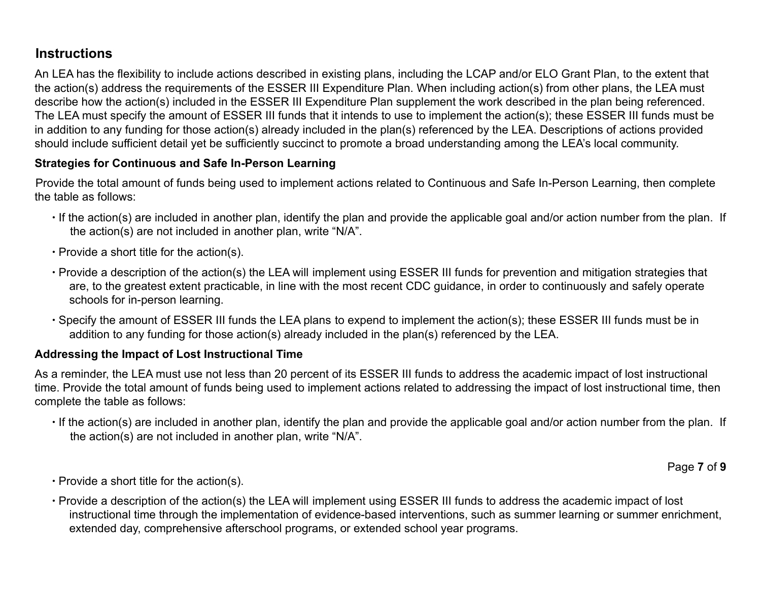## Instructions

An LEA has the flexibility to include actions described in existing plans, including the LCAP and/or ELO Grant Plan, to the extent that the action(s) address the requirements of the ESSER III Expenditure Plan. When including action(s) from other plans, the LEA must describe how the action(s) included in the ESSER III Expenditure Plan supplement the work described in the plan being referenced. The LEA must specify the amount of ESSER III funds that it intends to use to implement the action(s); these ESSER III funds must be in addition to any funding for those action(s) already included in the plan(s) referenced by the LEA. Descriptions of actions provided should include sufficient detail yet be sufficiently succinct to promote a broad understanding among the LEA's local community.

### Strategies for Continuous and Safe In-Person Learning

Provide the total amount of funds being used to implement actions related to Continuous and Safe In-Person Learning, then complete the table as follows:

- If the action(s) are included in another plan, identify the plan and provide the applicable goal and/or action number from the plan. If the action(s) are not included in another plan, write "N/A".
- Provide a short title for the action(s).
- Provide a description of the action(s) the LEA will implement using ESSER III funds for prevention and mitigation strategies that are, to the greatest extent practicable, in line with the most recent CDC guidance, in order to continuously and safely operate schools for in-person learning.
- Specify the amount of ESSER III funds the LEA plans to expend to implement the action(s); these ESSER III funds must be in addition to any funding for those action(s) already included in the plan(s) referenced by the LEA.

### Addressing the Impact of Lost Instructional Time

As a reminder, the LEA must use not less than 20 percent of its ESSER III funds to address the academic impact of lost instructional time. Provide the total amount of funds being used to implement actions related to addressing the impact of lost instructional time, then complete the table as follows:

- If the action(s) are included in another plan, identify the plan and provide the applicable goal and/or action number from the plan. If the action(s) are not included in another plan, write "N/A".
- Provide a short title for the action(s).
- Provide a description of the action(s) the LEA will implement using ESSER III funds to address the academic impact of lost instructional time through the implementation of evidence-based interventions, such as summer learning or summer enrichment, extended day, comprehensive afterschool programs, or extended school year programs.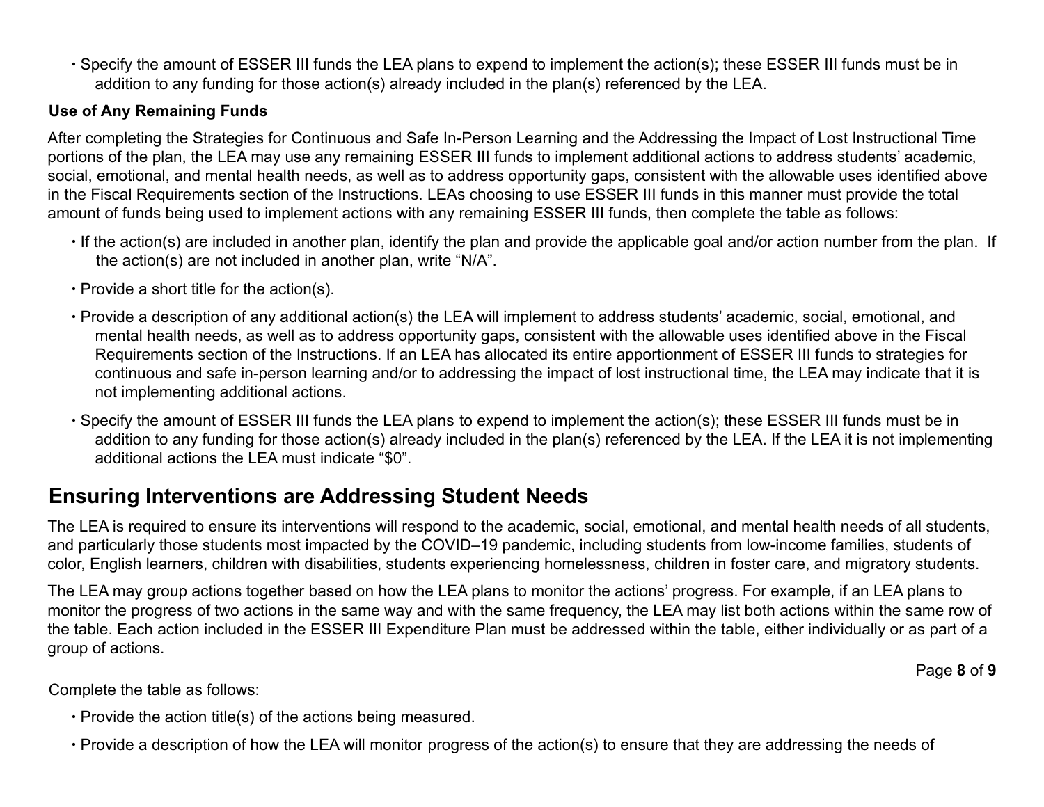- Specify the amount of ESSER III funds the LEA plans to expend to implement the action(s); these ESSER III funds must be in addition to any funding for those action(s) already included in the plan(s) referenced by the LEA.

**Use of Any Remaining Funds**

After completing the Strategies for Continuous and Safe In-Person Learning and the Addressing the Impact of Lost Instructional Time portions of the plan, the LEA may use any remaining ESSER III funds to implement additional actions to address students' academic, social, emotional, and mental health needs, as well as to address opportunity gaps, consistent with the allowable uses identified above in the Fiscal Requirements section of the Instructions. LEAs choosing to use ESSER III funds in this manner must provide the total amount of funds being used to implement actions with any remaining ESSER III funds, then complete the table as follows:

- If the action(s) are included in another plan, identify the plan and provide the applicable goal and/or action number from the plan. If the action(s) are not included in another plan, write "N/A".
- Provide a short title for the action(s).
- Provide a description of any additional action(s) the LEA will implement to address students' academic, social, emotional, and mental health needs, as well as to address opportunity gaps, consistent with the allowable uses identified above in the Fiscal Requirements section of the Instructions. If an LEA has allocated its entire apportionment of ESSER III funds to strategies for continuous and safe in-person learning and/or to addressing the impact of lost instructional time, the LEA may indicate that it is not implementing additional actions.
- Specify the amount of ESSER III funds the LEA plans to expend to implement the action(s); these ESSER III funds must be in addition to any funding for those action(s) already included in the plan(s) referenced by the LEA. If the LEA it is not implementing additional actions the LEA must indicate "$0".

## Ensuring Interventions are Addressing Student Needs

The LEA is required to ensure its interventions will respond to the academic, social, emotional, and mental health needs of all students, and particularly those students most impacted by the COVID–19 pandemic, including students from low-income families, students of color, English learners, children with disabilities, students experiencing homelessness, children in foster care, and migratory students.

The LEA may group actions together based on how the LEA plans to monitor the actions' progress. For example, if an LEA plans to monitor the progress of two actions in the same way and with the same frequency, the LEA may list both actions within the same row of the table. Each action included in the ESSER III Expenditure Plan must be addressed within the table, either individually or as part of a group of actions.

Complete the table as follows:

- Provide the action title(s) of the actions being measured.
- Provide a description of how the LEA will monitor progress of the action(s) to ensure that they are addressing the needs of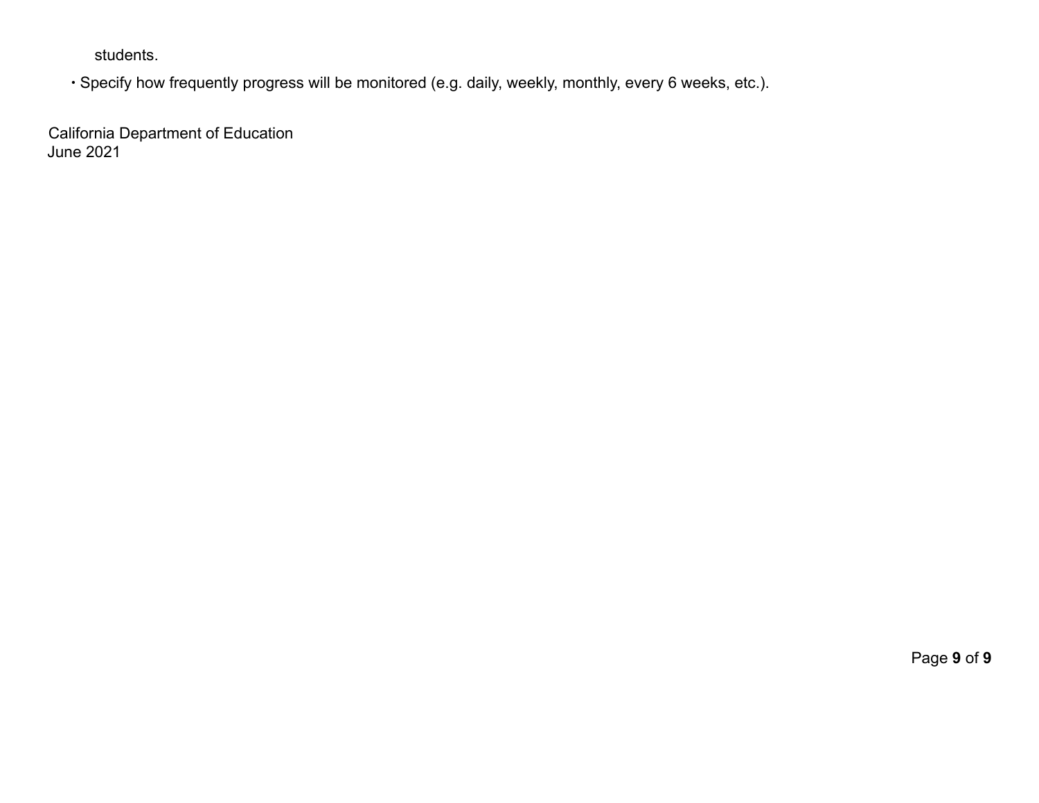students.

- Specify how frequently progress will be monitored (e.g. daily, weekly, monthly, every 6 weeks, etc.).

California Department of Education
June 2021